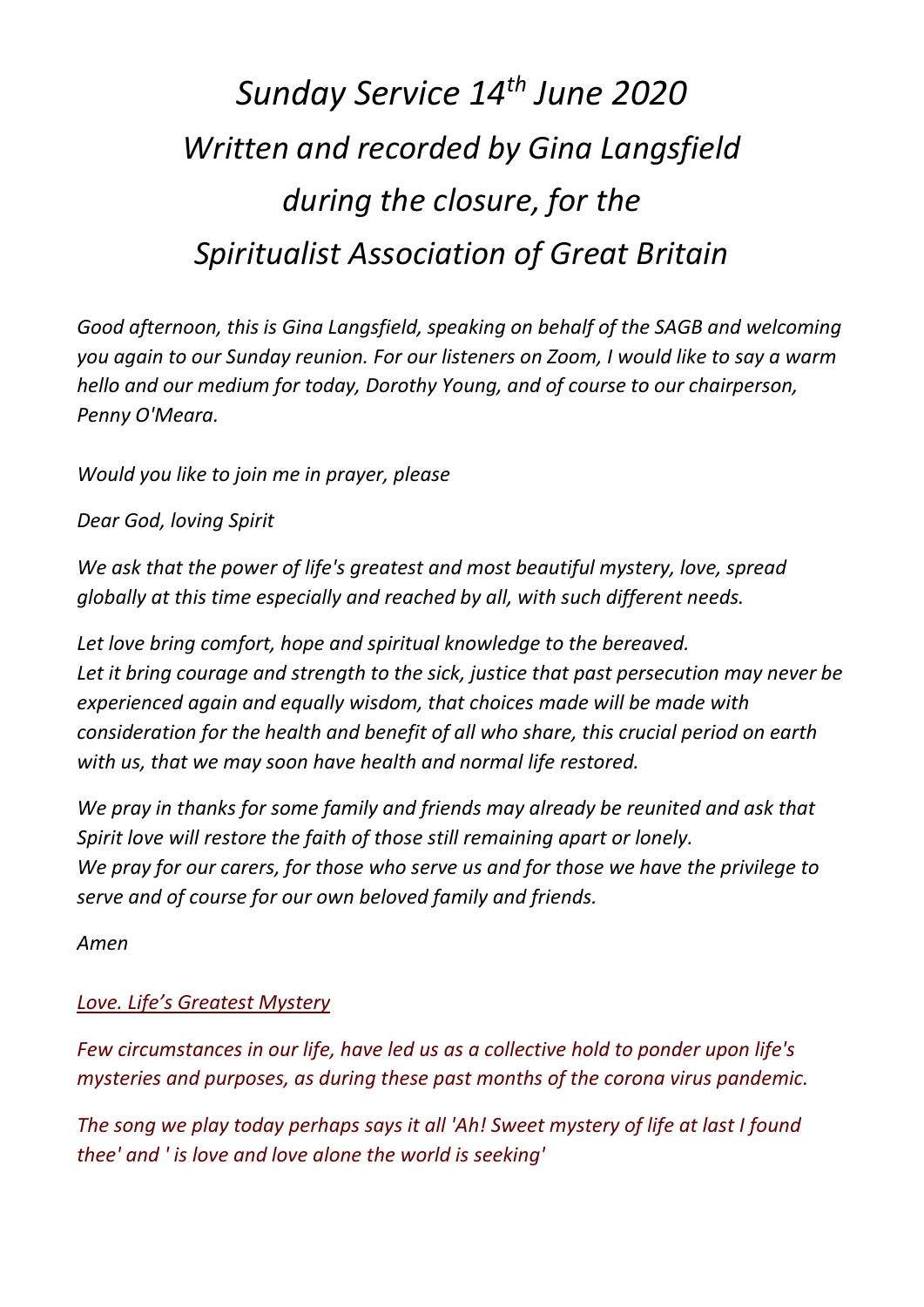# *Sunday Service 14th June 2020*
# *Written and recorded by Gina Langsfield during the closure, for the Spiritualist Association of Great Britain*

*Good afternoon, this is Gina Langsfield, speaking on behalf of the SAGB and welcoming you again to our Sunday reunion. For our listeners on Zoom, I would like to say a warm hello and our medium for today, Dorothy Young, and of course to our chairperson, Penny O'Meara.*

*Would you like to join me in prayer, please*

*Dear God, loving Spirit*

*We ask that the power of life's greatest and most beautiful mystery, love, spread globally at this time especially and reached by all, with such different needs.*

*Let love bring comfort, hope and spiritual knowledge to the bereaved.*
*Let it bring courage and strength to the sick, justice that past persecution may never be experienced again and equally wisdom, that choices made will be made with consideration for the health and benefit of all who share, this crucial period on earth with us, that we may soon have health and normal life restored.*

*We pray in thanks for some family and friends may already be reunited and ask that Spirit love will restore the faith of those still remaining apart or lonely.*
*We pray for our carers, for those who serve us and for those we have the privilege to serve and of course for our own beloved family and friends.*

*Amen*

*Love. Life's Greatest Mystery*

*Few circumstances in our life, have led us as a collective hold to ponder upon life's mysteries and purposes, as during these past months of the corona virus pandemic.*

*The song we play today perhaps says it all 'Ah! Sweet mystery of life at last I found thee' and ' is love and love alone the world is seeking'*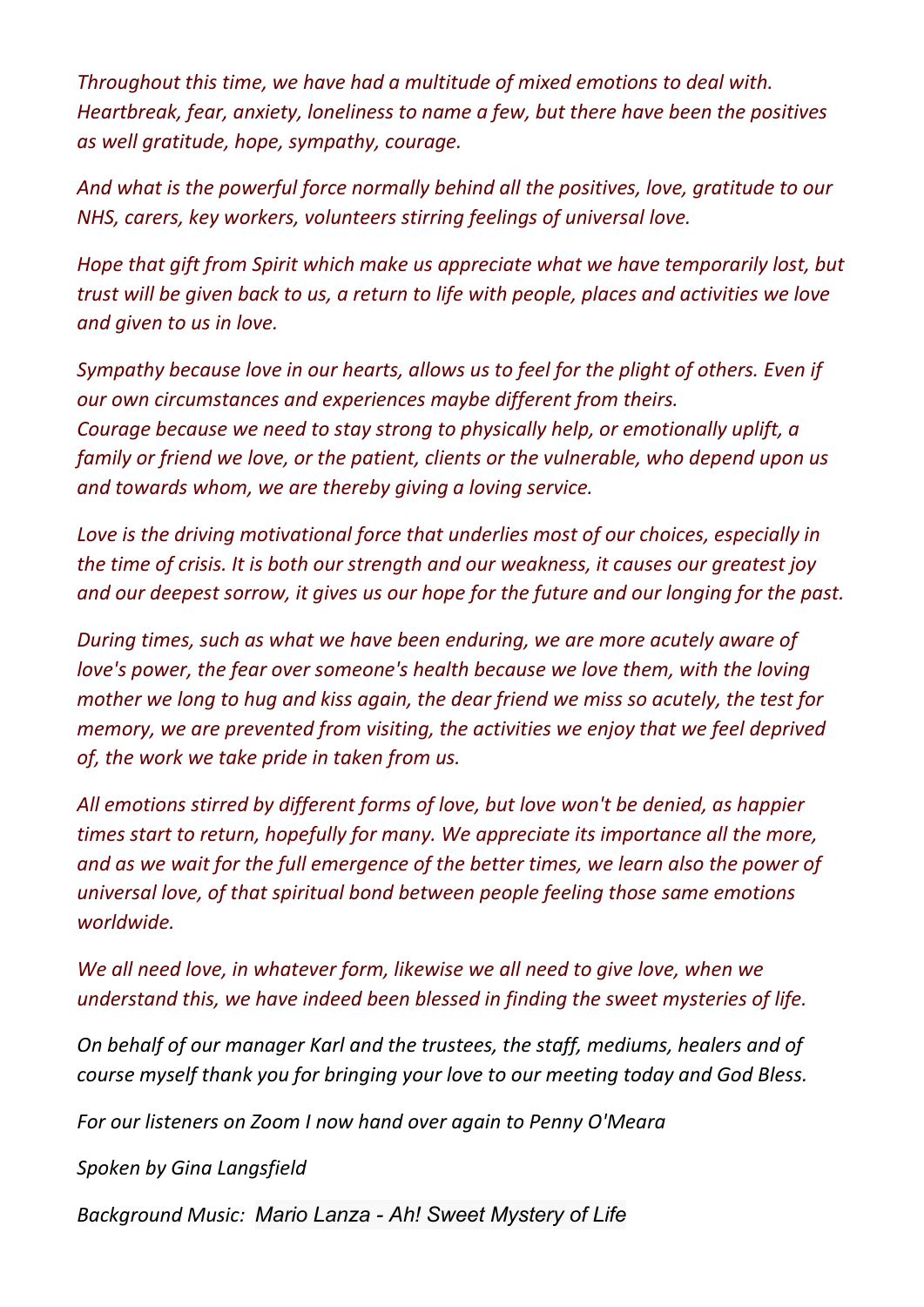*Throughout this time, we have had a multitude of mixed emotions to deal with. Heartbreak, fear, anxiety, loneliness to name a few, but there have been the positives as well gratitude, hope, sympathy, courage.*

*And what is the powerful force normally behind all the positives, love, gratitude to our NHS, carers, key workers, volunteers stirring feelings of universal love.*

*Hope that gift from Spirit which make us appreciate what we have temporarily lost, but trust will be given back to us, a return to life with people, places and activities we love and given to us in love.*

*Sympathy because love in our hearts, allows us to feel for the plight of others. Even if our own circumstances and experiences maybe different from theirs.*
*Courage because we need to stay strong to physically help, or emotionally uplift, a family or friend we love, or the patient, clients or the vulnerable, who depend upon us and towards whom, we are thereby giving a loving service.*

*Love is the driving motivational force that underlies most of our choices, especially in the time of crisis. It is both our strength and our weakness, it causes our greatest joy and our deepest sorrow, it gives us our hope for the future and our longing for the past.*

*During times, such as what we have been enduring, we are more acutely aware of love's power, the fear over someone's health because we love them, with the loving mother we long to hug and kiss again, the dear friend we miss so acutely, the test for memory, we are prevented from visiting, the activities we enjoy that we feel deprived of, the work we take pride in taken from us.*

*All emotions stirred by different forms of love, but love won't be denied, as happier times start to return, hopefully for many. We appreciate its importance all the more, and as we wait for the full emergence of the better times, we learn also the power of universal love, of that spiritual bond between people feeling those same emotions worldwide.*

*We all need love, in whatever form, likewise we all need to give love, when we understand this, we have indeed been blessed in finding the sweet mysteries of life.*

*On behalf of our manager Karl and the trustees, the staff, mediums, healers and of course myself thank you for bringing your love to our meeting today and God Bless.*

*For our listeners on Zoom I now hand over again to Penny O'Meara*

*Spoken by Gina Langsfield*

*Background Music:* Mario Lanza - Ah! Sweet Mystery of Life